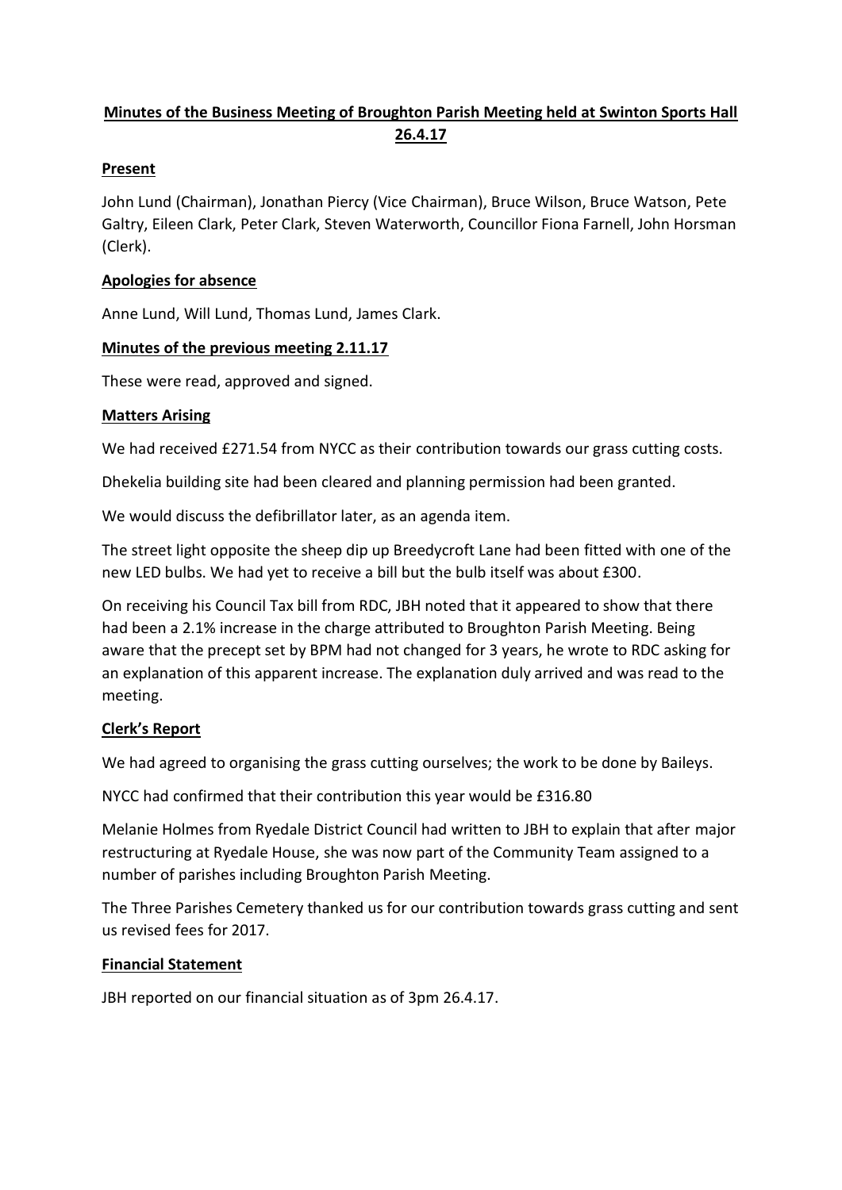# Minutes of the Business Meeting of Broughton Parish Meeting held at Swinton Sports Hall 26.4.17

## Present

John Lund (Chairman), Jonathan Piercy (Vice Chairman), Bruce Wilson, Bruce Watson, Pete Galtry, Eileen Clark, Peter Clark, Steven Waterworth, Councillor Fiona Farnell, John Horsman (Clerk).

## Apologies for absence

Anne Lund, Will Lund, Thomas Lund, James Clark.

## Minutes of the previous meeting 2.11.17

These were read, approved and signed.

## Matters Arising

We had received £271.54 from NYCC as their contribution towards our grass cutting costs.

Dhekelia building site had been cleared and planning permission had been granted.

We would discuss the defibrillator later, as an agenda item.

The street light opposite the sheep dip up Breedycroft Lane had been fitted with one of the new LED bulbs. We had yet to receive a bill but the bulb itself was about £300.

On receiving his Council Tax bill from RDC, JBH noted that it appeared to show that there had been a 2.1% increase in the charge attributed to Broughton Parish Meeting. Being aware that the precept set by BPM had not changed for 3 years, he wrote to RDC asking for an explanation of this apparent increase. The explanation duly arrived and was read to the meeting.

## Clerk's Report

We had agreed to organising the grass cutting ourselves; the work to be done by Baileys.

NYCC had confirmed that their contribution this year would be £316.80

Melanie Holmes from Ryedale District Council had written to JBH to explain that after major restructuring at Ryedale House, she was now part of the Community Team assigned to a number of parishes including Broughton Parish Meeting.

The Three Parishes Cemetery thanked us for our contribution towards grass cutting and sent us revised fees for 2017.

## Financial Statement

JBH reported on our financial situation as of 3pm 26.4.17.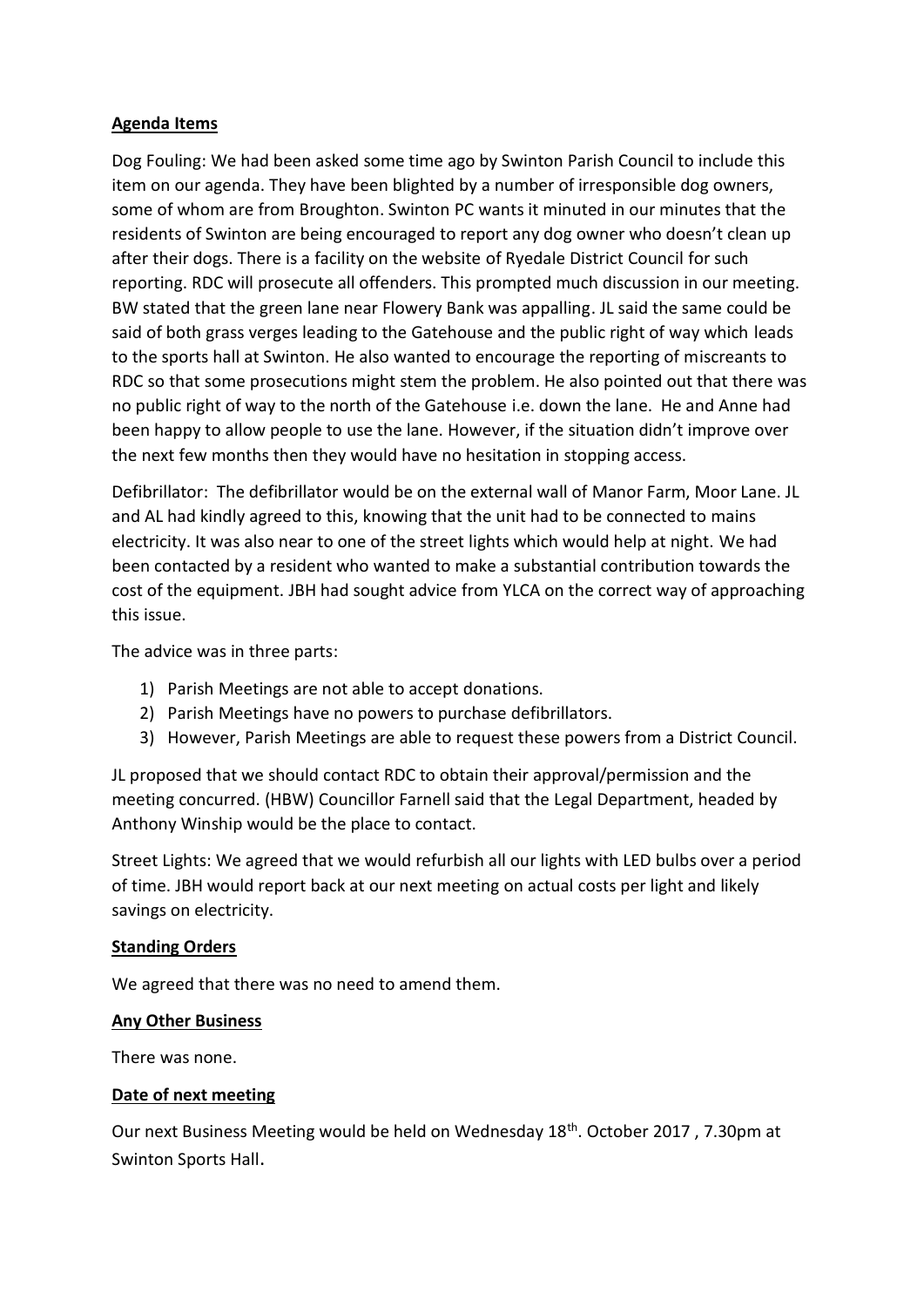## **Agenda Items**

Dog Fouling: We had been asked some time ago by Swinton Parish Council to include this item on our agenda. They have been blighted by a number of irresponsible dog owners, some of whom are from Broughton. Swinton PC wants it minuted in our minutes that the residents of Swinton are being encouraged to report any dog owner who doesn't clean up after their dogs. There is a facility on the website of Ryedale District Council for such reporting. RDC will prosecute all offenders. This prompted much discussion in our meeting. BW stated that the green lane near Flowery Bank was appalling. JL said the same could be said of both grass verges leading to the Gatehouse and the public right of way which leads to the sports hall at Swinton. He also wanted to encourage the reporting of miscreants to RDC so that some prosecutions might stem the problem. He also pointed out that there was no public right of way to the north of the Gatehouse i.e. down the lane. He and Anne had been happy to allow people to use the lane. However, if the situation didn't improve over the next few months then they would have no hesitation in stopping access.

Defibrillator: The defibrillator would be on the external wall of Manor Farm, Moor Lane. JL and AL had kindly agreed to this, knowing that the unit had to be connected to mains electricity. It was also near to one of the street lights which would help at night. We had been contacted by a resident who wanted to make a substantial contribution towards the cost of the equipment. JBH had sought advice from YLCA on the correct way of approaching this issue.

The advice was in three parts:

1) Parish Meetings are not able to accept donations.
2) Parish Meetings have no powers to purchase defibrillators.
3) However, Parish Meetings are able to request these powers from a District Council.

JL proposed that we should contact RDC to obtain their approval/permission and the meeting concurred. (HBW) Councillor Farnell said that the Legal Department, headed by Anthony Winship would be the place to contact.

Street Lights: We agreed that we would refurbish all our lights with LED bulbs over a period of time. JBH would report back at our next meeting on actual costs per light and likely savings on electricity.

## **Standing Orders**

We agreed that there was no need to amend them.

## **Any Other Business**

There was none.

## **Date of next meeting**

Our next Business Meeting would be held on Wednesday 18th. October 2017 , 7.30pm at Swinton Sports Hall.